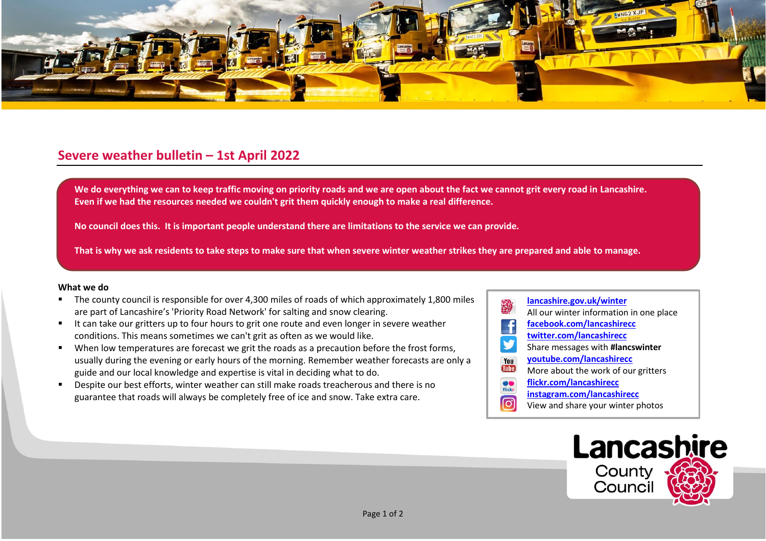## Severe weather bulletin – 1st April 2022

**We do everything we can to keep traffic moving on priority roads and we are open about the fact we cannot grit every road in Lancashire. Even if we had the resources needed we couldn't grit them quickly enough to make a real difference.**

**No council does this. It is important people understand there are limitations to the service we can provide.**

**That is why we ask residents to take steps to make sure that when severe winter weather strikes they are prepared and able to manage.**

**What we do**

- The county council is responsible for over 4,300 miles of roads of which approximately 1,800 miles are part of Lancashire's 'Priority Road Network' for salting and snow clearing.
- It can take our gritters up to four hours to grit one route and even longer in severe weather conditions. This means sometimes we can't grit as often as we would like.
- When low temperatures are forecast we grit the roads as a precaution before the frost forms, usually during the evening or early hours of the morning. Remember weather forecasts are only a guide and our local knowledge and expertise is vital in deciding what to do.
- Despite our best efforts, winter weather can still make roads treacherous and there is no guarantee that roads will always be completely free of ice and snow. Take extra care.

**lancashire.gov.uk/winter**
All our winter information in one place
**facebook.com/lancashirecc**
**twitter.com/lancashirecc**
Share messages with **#lancswinter**
**youtube.com/lancashirecc**
More about the work of our gritters
**flickr.com/lancashirecc**
**instagram.com/lancashirecc**
View and share your winter photos

Lancashire County Council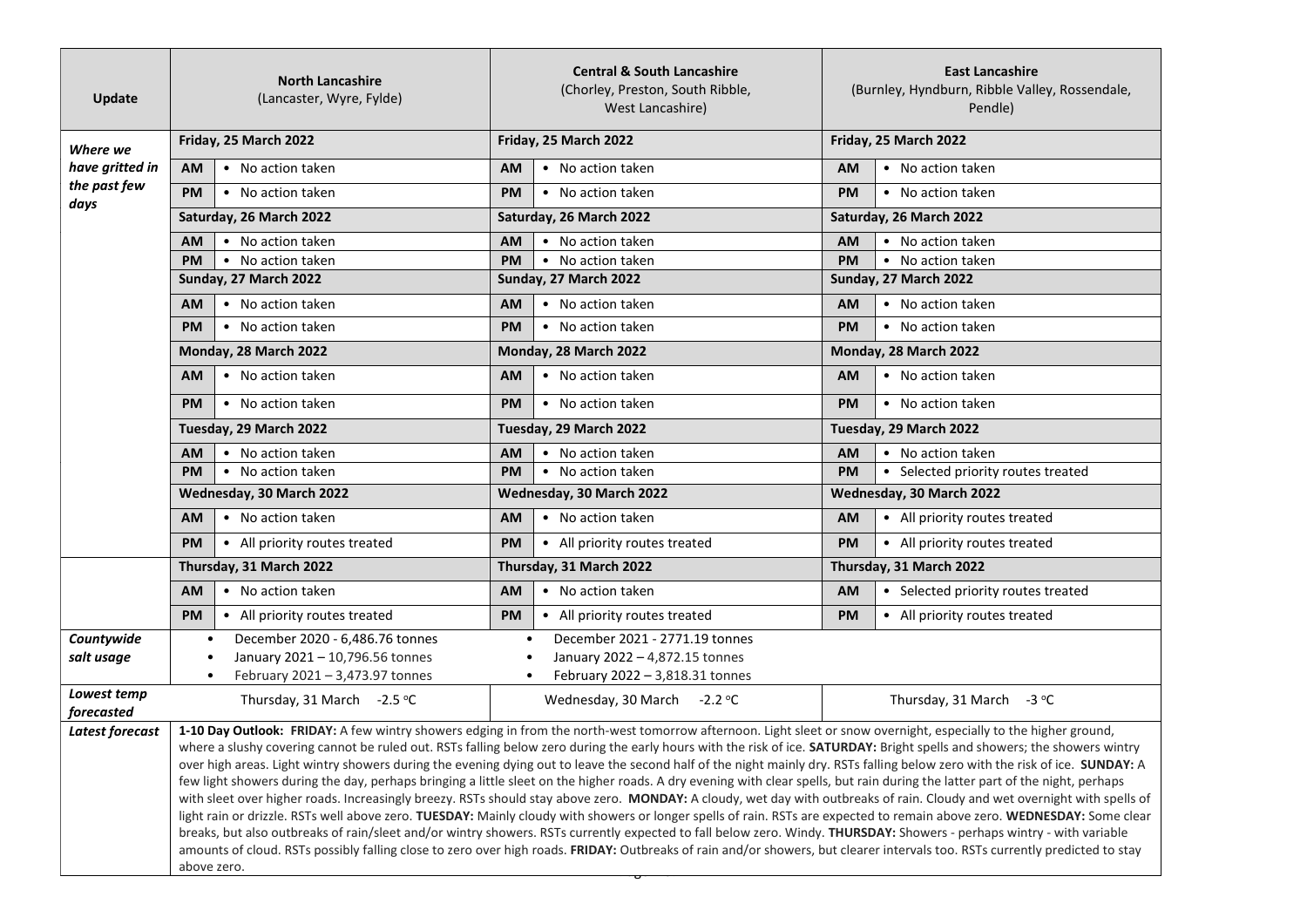| Update | North Lancashire (Lancaster, Wyre, Fylde) | | Central & South Lancashire (Chorley, Preston, South Ribble, West Lancashire) | | East Lancashire (Burnley, Hyndburn, Ribble Valley, Rossendale, Pendle) | |
|---|---|---|---|---|---|---|
| ***Where we have gritted in the past few days*** | **Friday, 25 March 2022** | | **Friday, 25 March 2022** | | **Friday, 25 March 2022** | |
| | **AM** | • No action taken | **AM** | • No action taken | **AM** | • No action taken |
| | **PM** | • No action taken | **PM** | • No action taken | **PM** | • No action taken |
| | **Saturday, 26 March 2022** | | **Saturday, 26 March 2022** | | **Saturday, 26 March 2022** | |
| | **AM** | • No action taken | **AM** | • No action taken | **AM** | • No action taken |
| | **PM** | • No action taken | **PM** | • No action taken | **PM** | • No action taken |
| | **Sunday, 27 March 2022** | | **Sunday, 27 March 2022** | | **Sunday, 27 March 2022** | |
| | **AM** | • No action taken | **AM** | • No action taken | **AM** | • No action taken |
| | **PM** | • No action taken | **PM** | • No action taken | **PM** | • No action taken |
| | **Monday, 28 March 2022** | | **Monday, 28 March 2022** | | **Monday, 28 March 2022** | |
| | **AM** | • No action taken | **AM** | • No action taken | **AM** | • No action taken |
| | **PM** | • No action taken | **PM** | • No action taken | **PM** | • No action taken |
| | **Tuesday, 29 March 2022** | | **Tuesday, 29 March 2022** | | **Tuesday, 29 March 2022** | |
| | **AM** | • No action taken | **AM** | • No action taken | **AM** | • No action taken |
| | **PM** | • No action taken | **PM** | • No action taken | **PM** | • Selected priority routes treated |
| | **Wednesday, 30 March 2022** | | **Wednesday, 30 March 2022** | | **Wednesday, 30 March 2022** | |
| | **AM** | • No action taken | **AM** | • No action taken | **AM** | • All priority routes treated |
| | **PM** | • All priority routes treated | **PM** | • All priority routes treated | **PM** | • All priority routes treated |
| | **Thursday, 31 March 2022** | | **Thursday, 31 March 2022** | | **Thursday, 31 March 2022** | |
| | **AM** | • No action taken | **AM** | • No action taken | **AM** | • Selected priority routes treated |
| | **PM** | • All priority routes treated | **PM** | • All priority routes treated | **PM** | • All priority routes treated |
| ***Countywide salt usage*** | • December 2020 - 6,486.76 tonnes<br>• January 2021 – 10,796.56 tonnes<br>• February 2021 – 3,473.97 tonnes | | • December 2021 - 2771.19 tonnes<br>• January 2022 – 4,872.15 tonnes<br>• February 2022 – 3,818.31 tonnes | | | |
| ***Lowest temp forecasted*** | Thursday, 31 March -2.5 °C | | Wednesday, 30 March -2.2 °C | | Thursday, 31 March -3 °C | |
| ***Latest forecast*** | **1-10 Day Outlook: FRIDAY:** A few wintry showers edging in from the north-west tomorrow afternoon. Light sleet or snow overnight, especially to the higher ground, where a slushy covering cannot be ruled out. RSTs falling below zero during the early hours with the risk of ice. **SATURDAY:** Bright spells and showers; the showers wintry over high areas. Light wintry showers during the evening dying out to leave the second half of the night mainly dry. RSTs falling below zero with the risk of ice. **SUNDAY:** A few light showers during the day, perhaps bringing a little sleet on the higher roads. A dry evening with clear spells, but rain during the latter part of the night, perhaps with sleet over higher roads. Increasingly breezy. RSTs should stay above zero. **MONDAY:** A cloudy, wet day with outbreaks of rain. Cloudy and wet overnight with spells of light rain or drizzle. RSTs well above zero. **TUESDAY:** Mainly cloudy with showers or longer spells of rain. RSTs are expected to remain above zero. **WEDNESDAY:** Some clear breaks, but also outbreaks of rain/sleet and/or wintry showers. RSTs currently expected to fall below zero. Windy. **THURSDAY:** Showers - perhaps wintry - with variable amounts of cloud. RSTs possibly falling close to zero over high roads. **FRIDAY:** Outbreaks of rain and/or showers, but clearer intervals too. RSTs currently predicted to stay above zero. | | | | | |